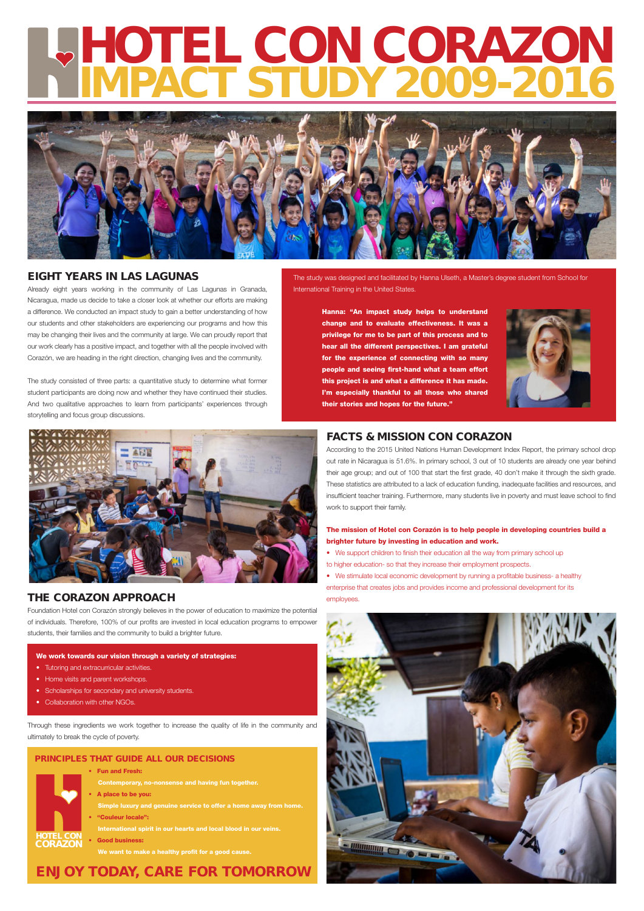# HOTEL CON CORAZON IMPACT STUDY 2009-2016

## EIGHT YEARS IN LAS LAGUNAS

Already eight years working in the community of Las Lagunas in Granada, Nicaragua, made us decide to take a closer look at whether our efforts are making a difference. We conducted an impact study to gain a better understanding of how our students and other stakeholders are experiencing our programs and how this may be changing their lives and the community at large. We can proudly report that our work clearly has a positive impact, and together with all the people involved with Corazón, we are heading in the right direction, changing lives and the community.

The study consisted of three parts: a quantitative study to determine what former student participants are doing now and whether they have continued their studies. And two qualitative approaches to learn from participants' experiences through storytelling and focus group discussions.

The study was designed and facilitated by Hanna Ulseth, a Master's degree student from School for International Training in the United States.

**Hanna: "An impact study helps to understand change and to evaluate effectiveness. It was a privilege for me to be part of this process and to hear all the different perspectives. I am grateful for the experience of connecting with so many people and seeing first-hand what a team effort this project is and what a difference it has made. I'm especially thankful to all those who shared their stories and hopes for the future."**

## FACTS & MISSION CON CORAZON

According to the 2015 United Nations Human Development Index Report, the primary school drop out rate in Nicaragua is 51.6%. In primary school, 3 out of 10 students are already one year behind their age group; and out of 100 that start the first grade, 40 don't make it through the sixth grade. These statistics are attributed to a lack of education funding, inadequate facilities and resources, and insufficient teacher training. Furthermore, many students live in poverty and must leave school to find work to support their family.

**The mission of Hotel con Corazón is to help people in developing countries build a brighter future by investing in education and work.**

- We support children to finish their education all the way from primary school up to higher education- so that they increase their employment prospects.
- We stimulate local economic development by running a profitable business- a healthy enterprise that creates jobs and provides income and professional development for its employees.

## THE CORAZON APPROACH

Foundation Hotel con Corazón strongly believes in the power of education to maximize the potential of individuals. Therefore, 100% of our profits are invested in local education programs to empower students, their families and the community to build a brighter future.

**We work towards our vision through a variety of strategies:**

- Tutoring and extracurricular activities.
- Home visits and parent workshops.
- Scholarships for secondary and university students.
- Collaboration with other NGOs.

Through these ingredients we work together to increase the quality of life in the community and ultimately to break the cycle of poverty.

### PRINCIPLES THAT GUIDE ALL OUR DECISIONS

- **Fun and Fresh:**
  Contemporary, no-nonsense and having fun together.
- **A place to be you:**
  Simple luxury and genuine service to offer a home away from home.
- **"Couleur locale":**
  International spirit in our hearts and local blood in our veins.
- **Good business:**
  We want to make a healthy profit for a good cause.

HOTEL CON CORAZON

## ENJOY TODAY, CARE FOR TOMORROW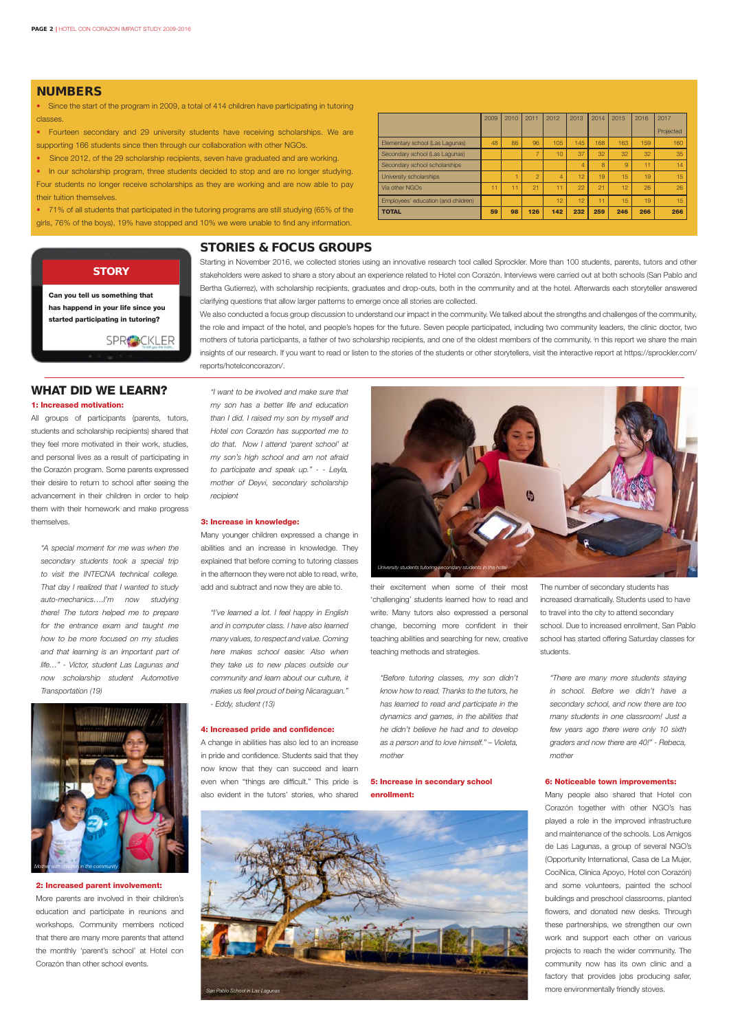## NUMBERS

- Since the start of the program in 2009, a total of 414 children have participating in tutoring classes.
- Fourteen secondary and 29 university students have receiving scholarships. We are supporting 166 students since then through our collaboration with other NGOs.
- Since 2012, of the 29 scholarship recipients, seven have graduated and are working.
- In our scholarship program, three students decided to stop and are no longer studying. Four students no longer receive scholarships as they are working and are now able to pay their tuition themselves.
- 71% of all students that participated in the tutoring programs are still studying (65% of the girls, 76% of the boys), 19% have stopped and 10% we were unable to find any information.

| | 2009 | 2010 | 2011 | 2012 | 2013 | 2014 | 2015 | 2016 | 2017 Projected |
|---|---|---|---|---|---|---|---|---|---|
| Elementary school (Las Lagunas) | 48 | 86 | 96 | 105 | 145 | 168 | 163 | 159 | 160 |
| Secondary school (Las Lagunas) | | | 7 | 10 | 37 | 32 | 32 | 32 | 35 |
| Secondary school scholarships | | | | | 4 | 8 | 9 | 11 | 14 |
| University scholarships | | 1 | 2 | 4 | 12 | 19 | 15 | 19 | 15 |
| Via other NGOs | 11 | 11 | 21 | 11 | 22 | 21 | 12 | 26 | 26 |
| Employees' education (and children) | | | | 12 | 12 | 11 | 15 | 19 | 15 |
| **TOTAL** | **59** | **98** | **126** | **142** | **232** | **259** | **246** | **266** | **266** |

**STORY**

**Can you tell us something that has happend in your life since you started participating in tutoring?**

SPROCKLER

## STORIES & FOCUS GROUPS

Starting in November 2016, we collected stories using an innovative research tool called Sprockler. More than 100 students, parents, tutors and other stakeholders were asked to share a story about an experience related to Hotel con Corazón. Interviews were carried out at both schools (San Pablo and Bertha Gutierrez), with scholarship recipients, graduates and drop-outs, both in the community and at the hotel. Afterwards each storyteller answered clarifying questions that allow larger patterns to emerge once all stories are collected.

We also conducted a focus group discussion to understand our impact in the community. We talked about the strengths and challenges of the community, the role and impact of the hotel, and people's hopes for the future. Seven people participated, including two community leaders, the clinic doctor, two mothers of tutoria participants, a father of two scholarship recipients, and one of the oldest members of the community. n this report we share the main insights of our research. If you want to read or listen to the stories of the students or other storytellers, visit the interactive report at https://sprockler.com/reports/hotelconcorazon/.

## WHAT DID WE LEARN?

**1: Increased motivation:**

All groups of participants (parents, tutors, students and scholarship recipients) shared that they feel more motivated in their work, studies, and personal lives as a result of participating in the Corazón program. Some parents expressed their desire to return to school after seeing the advancement in their children in order to help them with their homework and make progress themselves.

*"A special moment for me was when the secondary students took a special trip to visit the INTECNA technical college. That day I realized that I wanted to study auto-mechanics….I'm now studying there! The tutors helped me to prepare for the entrance exam and taught me how to be more focused on my studies and that learning is an important part of life…" - Victor, student Las Lagunas and now scholarship student Automotive Transportation (19)*

Mother with children in the community

**2: Increased parent involvement:**

More parents are involved in their children's education and participate in reunions and workshops. Community members noticed that there are many more parents that attend the monthly 'parent's school' at Hotel con Corazón than other school events.

*"I want to be involved and make sure that my son has a better life and education than I did. I raised my son by myself and Hotel con Corazón has supported me to do that. Now I attend 'parent school' at my son's high school and am not afraid to participate and speak up." - - Leyla, mother of Deyvi, secondary scholarship recipient*

**3: Increase in knowledge:**

Many younger children expressed a change in abilities and an increase in knowledge. They explained that before coming to tutoring classes in the afternoon they were not able to read, write, add and subtract and now they are able to.

*"I've learned a lot. I feel happy in English and in computer class. I have also learned many values, to respect and value. Coming here makes school easier. Also when they take us to new places outside our community and learn about our culture, it makes us feel proud of being Nicaraguan." - Eddy, student (13)*

**4: Increased pride and confidence:**

A change in abilities has also led to an increase in pride and confidence. Students said that they now know that they can succeed and learn even when "things are difficult." This pride is also evident in the tutors' stories, who shared their excitement when some of their most 'challenging' students learned how to read and write. Many tutors also expressed a personal change, becoming more confident in their teaching abilities and searching for new, creative teaching methods and strategies.

University students tutoring secondary students in the hotel

*"Before tutoring classes, my son didn't know how to read. Thanks to the tutors, he has learned to read and participate in the dynamics and games, in the abilities that he didn't believe he had and to develop as a person and to love himself." – Violeta, mother*

**5: Increase in secondary school enrollment:**

The number of secondary students has increased dramatically. Students used to have to travel into the city to attend secondary school. Due to increased enrollment, San Pablo school has started offering Saturday classes for students.

*"There are many more students staying in school. Before we didn't have a secondary school, and now there are too many students in one classroom! Just a few years ago there were only 10 sixth graders and now there are 40!" - Rebeca, mother*

San Pablo School in Las Lagunas

**6: Noticeable town improvements:**

Many people also shared that Hotel con Corazón together with other NGO's has played a role in the improved infrastructure and maintenance of the schools. Los Amigos de Las Lagunas, a group of several NGO's (Opportunity International, Casa de La Mujer, CociNica, Clinica Apoyo, Hotel con Corazón) and some volunteers, painted the school buildings and preschool classrooms, planted flowers, and donated new desks. Through these partnerships, we strengthen our own work and support each other on various projects to reach the wider community. The community now has its own clinic and a factory that provides jobs producing safer, more environmentally friendly stoves.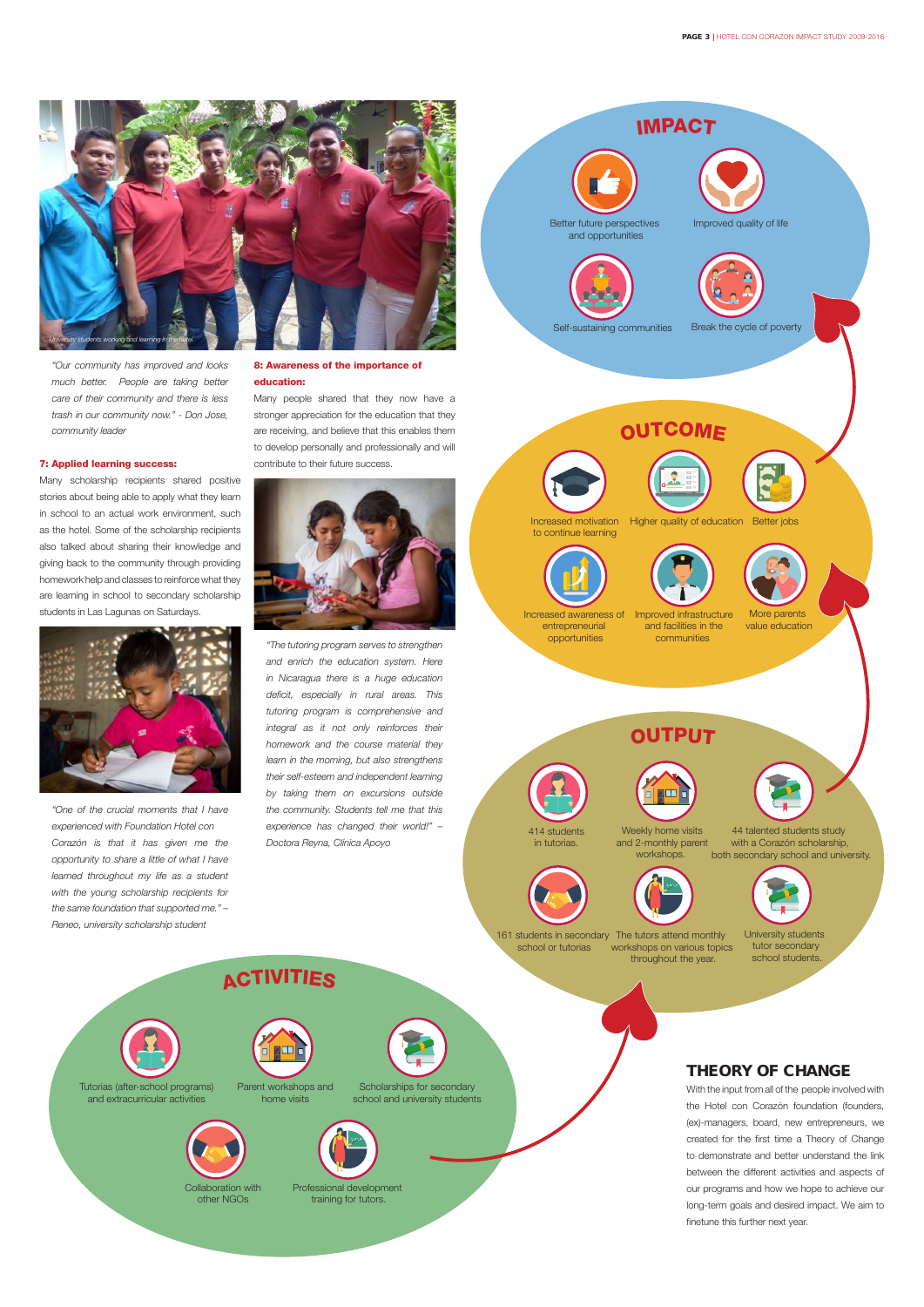*University students working and learning in the hotel*

*"Our community has improved and looks much better. People are taking better care of their community and there is less trash in our community now." - Don Jose, community leader*

**7: Applied learning success:**

Many scholarship recipients shared positive stories about being able to apply what they learn in school to an actual work environment, such as the hotel. Some of the scholarship recipients also talked about sharing their knowledge and giving back to the community through providing homework help and classes to reinforce what they are learning in school to secondary scholarship students in Las Lagunas on Saturdays.

*"One of the crucial moments that I have experienced with Foundation Hotel con Corazón is that it has given me the opportunity to share a little of what I have learned throughout my life as a student with the young scholarship recipients for the same foundation that supported me." – Reneo, university scholarship student*

**8: Awareness of the importance of education:**

Many people shared that they now have a stronger appreciation for the education that they are receiving, and believe that this enables them to develop personally and professionally and will contribute to their future success.

*"The tutoring program serves to strengthen and enrich the education system. Here in Nicaragua there is a huge education deficit, especially in rural areas. This tutoring program is comprehensive and integral as it not only reinforces their homework and the course material they learn in the morning, but also strengthens their self-esteem and independent learning by taking them on excursions outside the community. Students tell me that this experience has changed their world!" – Doctora Reyna, Clínica Apoyo*

## IMPACT

- Better future perspectives and opportunities
- Improved quality of life
- Self-sustaining communities
- Break the cycle of poverty

## OUTCOME

- Increased motivation to continue learning
- Higher quality of education
- Better jobs
- Increased awareness of entrepreneurial opportunities
- Improved infrastructure and facilities in the communities
- More parents value education

## OUTPUT

- 414 students in tutorias.
- Weekly home visits and 2-monthly parent workshops.
- 44 talented students study with a Corazón scholarship, both secondary school and university.
- 161 students in secondary school or tutorias
- The tutors attend monthly workshops on various topics throughout the year.
- University students tutor secondary school students.

## ACTIVITIES

- Tutorias (after-school programs) and extracurricular activities
- Parent workshops and home visits
- Scholarships for secondary school and university students
- Collaboration with other NGOs
- Professional development training for tutors.

## THEORY OF CHANGE

With the input from all of the people involved with the Hotel con Corazón foundation (founders, (ex)-managers, board, new entrepreneurs, we created for the first time a Theory of Change to demonstrate and better understand the link between the different activities and aspects of our programs and how we hope to achieve our long-term goals and desired impact. We aim to finetune this further next year.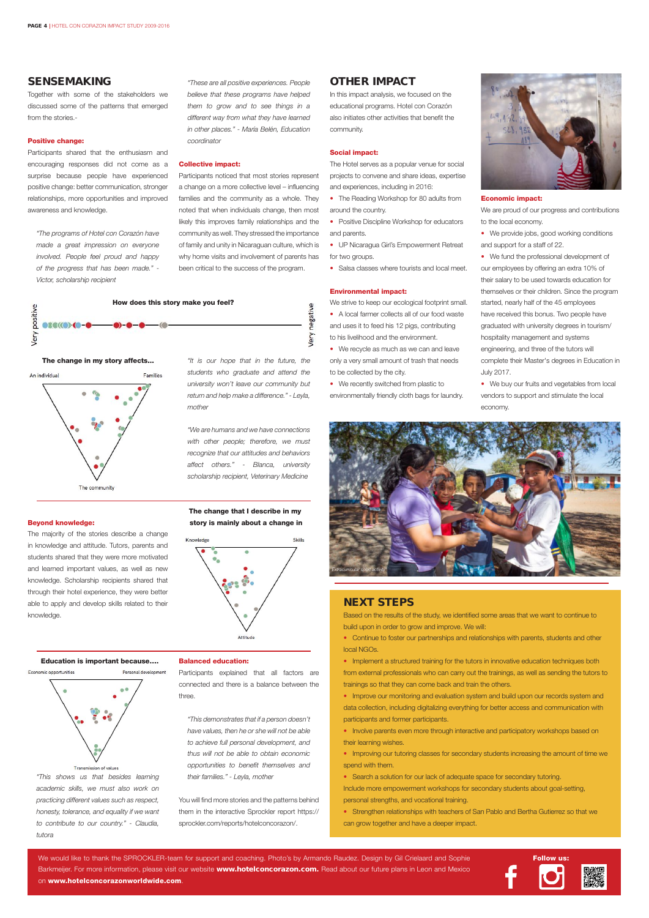## SENSEMAKING

Together with some of the stakeholders we discussed some of the patterns that emerged from the stories.-

**Positive change:**

Participants shared that the enthusiasm and encouraging responses did not come as a surprise because people have experienced positive change: better communication, stronger relationships, more opportunities and improved awareness and knowledge.

*"The programs of Hotel con Corazón have made a great impression on everyone involved. People feel proud and happy of the progress that has been made." - Victor, scholarship recipient*

*"These are all positive experiences. People believe that these programs have helped them to grow and to see things in a different way from what they have learned in other places." - Maria Belén, Education coordinator*

**Collective impact:**

Participants noticed that most stories represent a change on a more collective level – influencing families and the community as a whole. They noted that when individuals change, then most likely this improves family relationships and the community as well. They stressed the importance of family and unity in Nicaraguan culture, which is why home visits and involvement of parents has been critical to the success of the program.

**How does this story make you feel?**

Very positive

Very negative

**The change in my story affects...**

An individual

Families

The community

*"It is our hope that in the future, the students who graduate and attend the university won't leave our community but return and help make a difference." - Leyla, mother*

*"We are humans and we have connections with other people; therefore, we must recognize that our attitudes and behaviors affect others." - Blanca, university scholarship recipient, Veterinary Medicine*

**Beyond knowledge:**

The majority of the stories describe a change in knowledge and attitude. Tutors, parents and students shared that they were more motivated and learned important values, as well as new knowledge. Scholarship recipients shared that through their hotel experience, they were better able to apply and develop skills related to their knowledge.

**The change that I describe in my story is mainly about a change in**

Knowledge

Skills

Attitude

**Education is important because....**

Economic opportunities

Personal development

Transmission of values

*"This shows us that besides learning academic skills, we must also work on practicing different values such as respect, honesty, tolerance, and equality if we want to contribute to our country." - Claudia, tutora*

**Balanced education:**

Participants explained that all factors are connected and there is a balance between the three.

*"This demonstrates that if a person doesn't have values, then he or she will not be able to achieve full personal development, and thus will not be able to obtain economic opportunities to benefit themselves and their families." - Leyla, mother*

You will find more stories and the patterns behind them in the interactive Sprockler report https://sprockler.com/reports/hotelconcorazon/.

## OTHER IMPACT

In this impact analysis, we focused on the educational programs. Hotel con Corazón also initiates other activities that benefit the community.

**Social impact:**

The Hotel serves as a popular venue for social projects to convene and share ideas, expertise and experiences, including in 2016:

- The Reading Workshop for 80 adults from around the country.
- Positive Discipline Workshop for educators and parents.
- UP Nicaragua Girl's Empowerment Retreat for two groups.
- Salsa classes where tourists and local meet.

**Environmental impact:**

We strive to keep our ecological footprint small.

- A local farmer collects all of our food waste and uses it to feed his 12 pigs, contributing to his livelihood and the environment.
- We recycle as much as we can and leave only a very small amount of trash that needs to be collected by the city.
- We recently switched from plastic to environmentally friendly cloth bags for laundry.

**Economic impact:**

We are proud of our progress and contributions to the local economy.

- We provide jobs, good working conditions and support for a staff of 22.
- We fund the professional development of our employees by offering an extra 10% of their salary to be used towards education for themselves or their children. Since the program started, nearly half of the 45 employees have received this bonus. Two people have graduated with university degrees in tourism/ hospitality management and systems engineering, and three of the tutors will complete their Master's degrees in Education in July 2017.
- We buy our fruits and vegetables from local vendors to support and stimulate the local economy.

Extracurricular sport activity

## NEXT STEPS

Based on the results of the study, we identified some areas that we want to continue to build upon in order to grow and improve. We will:

- Continue to foster our partnerships and relationships with parents, students and other local NGOs.
- Implement a structured training for the tutors in innovative education techniques both from external professionals who can carry out the trainings, as well as sending the tutors to trainings so that they can come back and train the others.
- Improve our monitoring and evaluation system and build upon our records system and data collection, including digitalizing everything for better access and communication with participants and former participants.
- Involve parents even more through interactive and participatory workshops based on their learning wishes.
- Improving our tutoring classes for secondary students increasing the amount of time we spend with them.
- Search a solution for our lack of adequate space for secondary tutoring. Include more empowerment workshops for secondary students about goal-setting, personal strengths, and vocational training.
- Strengthen relationships with teachers of San Pablo and Bertha Gutierrez so that we can grow together and have a deeper impact.

We would like to thank the SPROCKLER-team for support and coaching. Photo's by Armando Raudez. Design by Gil Crielaard and Sophie Barkmeijer. For more information, please visit our website **www.hotelconcorazon.com.** Read about our future plans in Leon and Mexico on **www.hotelconcorazonworldwide.com**.

**Follow us:**